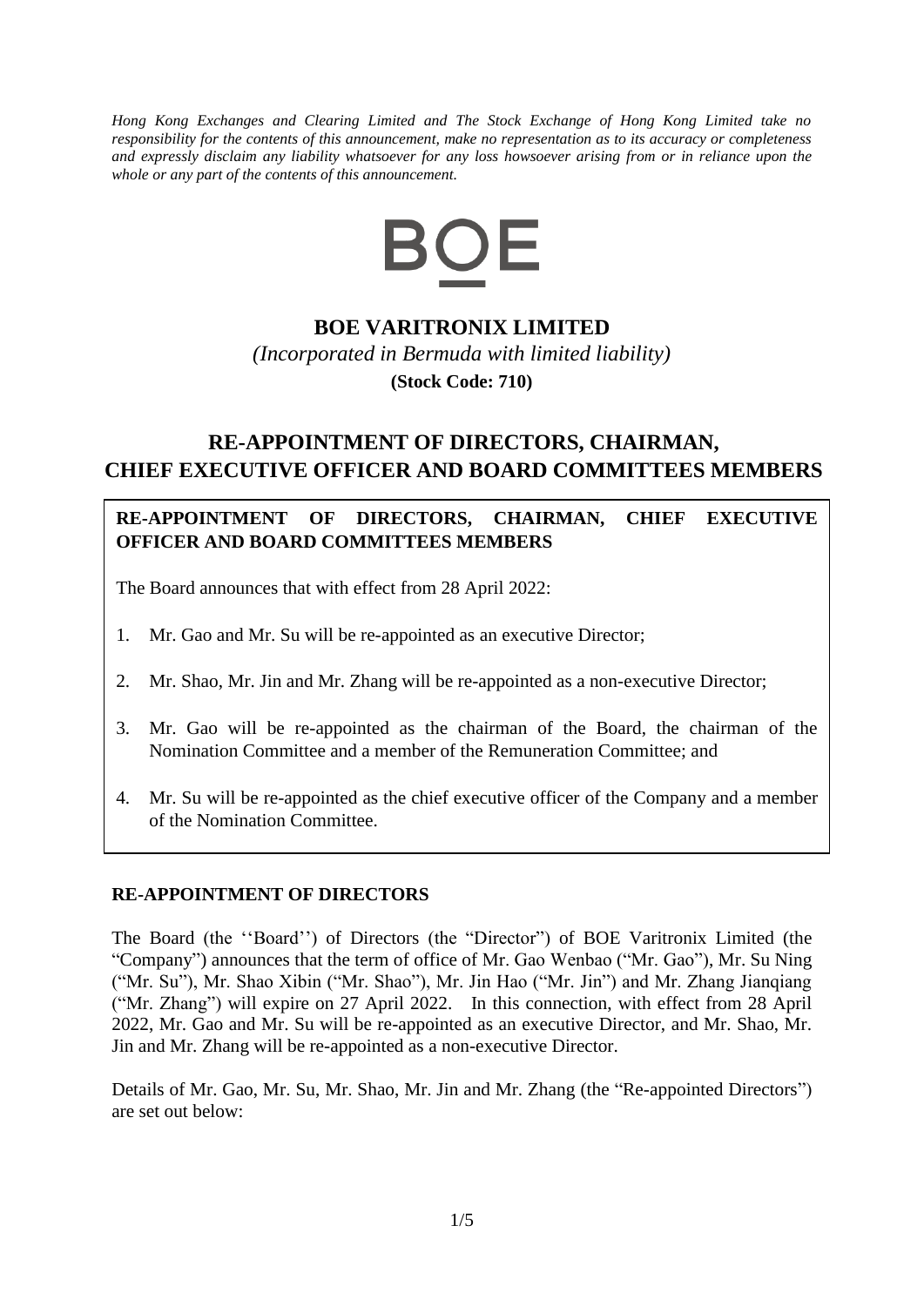*Hong Kong Exchanges and Clearing Limited and The Stock Exchange of Hong Kong Limited take no responsibility for the contents of this announcement, make no representation as to its accuracy or completeness and expressly disclaim any liability whatsoever for any loss howsoever arising from or in reliance upon the whole or any part of the contents of this announcement.*

BOE

# BOE VARITRONIX LIMITED

*(Incorporated in Bermuda with limited liability)*

**(Stock Code: 710)**

# RE-APPOINTMENT OF DIRECTORS, CHAIRMAN, CHIEF EXECUTIVE OFFICER AND BOARD COMMITTEES MEMBERS

**RE-APPOINTMENT OF DIRECTORS, CHAIRMAN, CHIEF EXECUTIVE OFFICER AND BOARD COMMITTEES MEMBERS**

The Board announces that with effect from 28 April 2022:

1. Mr. Gao and Mr. Su will be re-appointed as an executive Director;
2. Mr. Shao, Mr. Jin and Mr. Zhang will be re-appointed as a non-executive Director;
3. Mr. Gao will be re-appointed as the chairman of the Board, the chairman of the Nomination Committee and a member of the Remuneration Committee; and
4. Mr. Su will be re-appointed as the chief executive officer of the Company and a member of the Nomination Committee.

## RE-APPOINTMENT OF DIRECTORS

The Board (the ''Board'') of Directors (the "Director") of BOE Varitronix Limited (the "Company") announces that the term of office of Mr. Gao Wenbao ("Mr. Gao"), Mr. Su Ning ("Mr. Su"), Mr. Shao Xibin ("Mr. Shao"), Mr. Jin Hao ("Mr. Jin") and Mr. Zhang Jianqiang ("Mr. Zhang") will expire on 27 April 2022. In this connection, with effect from 28 April 2022, Mr. Gao and Mr. Su will be re-appointed as an executive Director, and Mr. Shao, Mr. Jin and Mr. Zhang will be re-appointed as a non-executive Director.

Details of Mr. Gao, Mr. Su, Mr. Shao, Mr. Jin and Mr. Zhang (the "Re-appointed Directors") are set out below: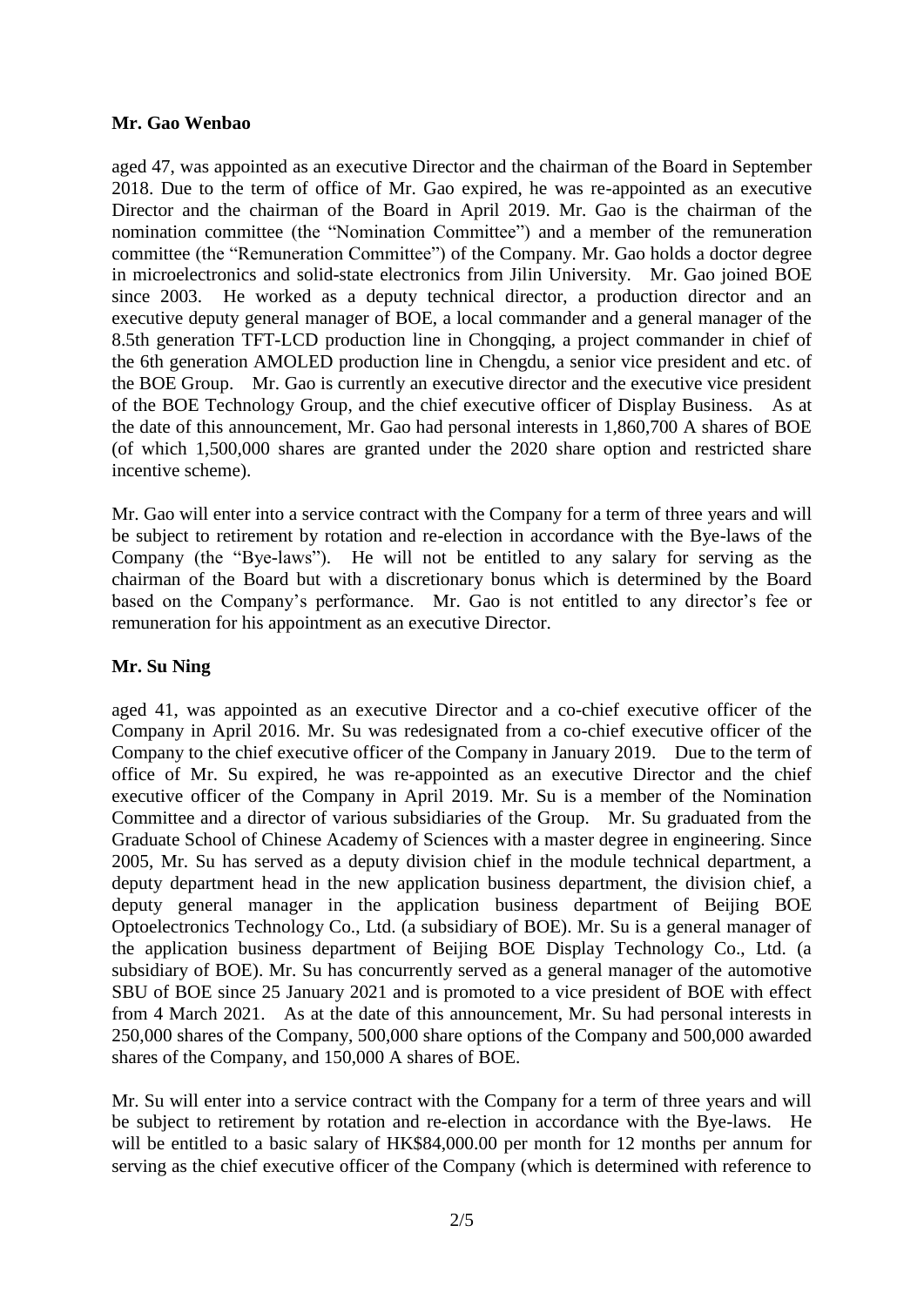**Mr. Gao Wenbao**

aged 47, was appointed as an executive Director and the chairman of the Board in September 2018. Due to the term of office of Mr. Gao expired, he was re-appointed as an executive Director and the chairman of the Board in April 2019. Mr. Gao is the chairman of the nomination committee (the "Nomination Committee") and a member of the remuneration committee (the "Remuneration Committee") of the Company. Mr. Gao holds a doctor degree in microelectronics and solid-state electronics from Jilin University. Mr. Gao joined BOE since 2003. He worked as a deputy technical director, a production director and an executive deputy general manager of BOE, a local commander and a general manager of the 8.5th generation TFT-LCD production line in Chongqing, a project commander in chief of the 6th generation AMOLED production line in Chengdu, a senior vice president and etc. of the BOE Group. Mr. Gao is currently an executive director and the executive vice president of the BOE Technology Group, and the chief executive officer of Display Business. As at the date of this announcement, Mr. Gao had personal interests in 1,860,700 A shares of BOE (of which 1,500,000 shares are granted under the 2020 share option and restricted share incentive scheme).

Mr. Gao will enter into a service contract with the Company for a term of three years and will be subject to retirement by rotation and re-election in accordance with the Bye-laws of the Company (the "Bye-laws"). He will not be entitled to any salary for serving as the chairman of the Board but with a discretionary bonus which is determined by the Board based on the Company's performance. Mr. Gao is not entitled to any director's fee or remuneration for his appointment as an executive Director.

**Mr. Su Ning**

aged 41, was appointed as an executive Director and a co-chief executive officer of the Company in April 2016. Mr. Su was redesignated from a co-chief executive officer of the Company to the chief executive officer of the Company in January 2019. Due to the term of office of Mr. Su expired, he was re-appointed as an executive Director and the chief executive officer of the Company in April 2019. Mr. Su is a member of the Nomination Committee and a director of various subsidiaries of the Group. Mr. Su graduated from the Graduate School of Chinese Academy of Sciences with a master degree in engineering. Since 2005, Mr. Su has served as a deputy division chief in the module technical department, a deputy department head in the new application business department, the division chief, a deputy general manager in the application business department of Beijing BOE Optoelectronics Technology Co., Ltd. (a subsidiary of BOE). Mr. Su is a general manager of the application business department of Beijing BOE Display Technology Co., Ltd. (a subsidiary of BOE). Mr. Su has concurrently served as a general manager of the automotive SBU of BOE since 25 January 2021 and is promoted to a vice president of BOE with effect from 4 March 2021. As at the date of this announcement, Mr. Su had personal interests in 250,000 shares of the Company, 500,000 share options of the Company and 500,000 awarded shares of the Company, and 150,000 A shares of BOE.

Mr. Su will enter into a service contract with the Company for a term of three years and will be subject to retirement by rotation and re-election in accordance with the Bye-laws. He will be entitled to a basic salary of HK$84,000.00 per month for 12 months per annum for serving as the chief executive officer of the Company (which is determined with reference to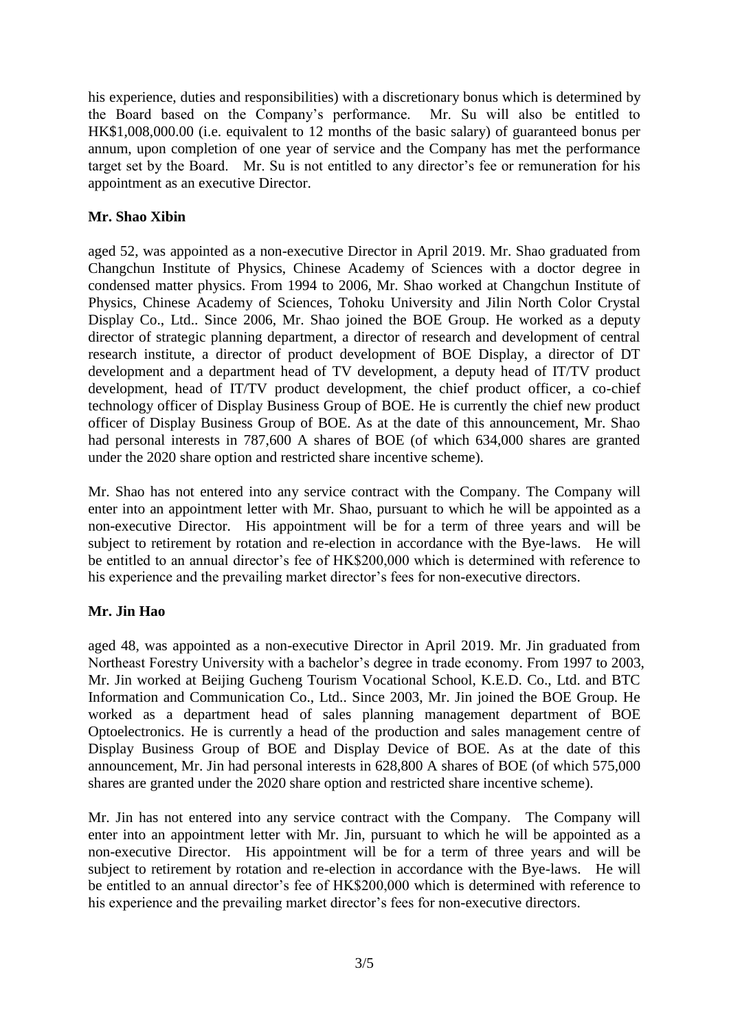his experience, duties and responsibilities) with a discretionary bonus which is determined by the Board based on the Company's performance. Mr. Su will also be entitled to HK$1,008,000.00 (i.e. equivalent to 12 months of the basic salary) of guaranteed bonus per annum, upon completion of one year of service and the Company has met the performance target set by the Board. Mr. Su is not entitled to any director's fee or remuneration for his appointment as an executive Director.

**Mr. Shao Xibin**

aged 52, was appointed as a non-executive Director in April 2019. Mr. Shao graduated from Changchun Institute of Physics, Chinese Academy of Sciences with a doctor degree in condensed matter physics. From 1994 to 2006, Mr. Shao worked at Changchun Institute of Physics, Chinese Academy of Sciences, Tohoku University and Jilin North Color Crystal Display Co., Ltd.. Since 2006, Mr. Shao joined the BOE Group. He worked as a deputy director of strategic planning department, a director of research and development of central research institute, a director of product development of BOE Display, a director of DT development and a department head of TV development, a deputy head of IT/TV product development, head of IT/TV product development, the chief product officer, a co-chief technology officer of Display Business Group of BOE. He is currently the chief new product officer of Display Business Group of BOE. As at the date of this announcement, Mr. Shao had personal interests in 787,600 A shares of BOE (of which 634,000 shares are granted under the 2020 share option and restricted share incentive scheme).

Mr. Shao has not entered into any service contract with the Company. The Company will enter into an appointment letter with Mr. Shao, pursuant to which he will be appointed as a non-executive Director. His appointment will be for a term of three years and will be subject to retirement by rotation and re-election in accordance with the Bye-laws. He will be entitled to an annual director's fee of HK$200,000 which is determined with reference to his experience and the prevailing market director's fees for non-executive directors.

**Mr. Jin Hao**

aged 48, was appointed as a non-executive Director in April 2019. Mr. Jin graduated from Northeast Forestry University with a bachelor's degree in trade economy. From 1997 to 2003, Mr. Jin worked at Beijing Gucheng Tourism Vocational School, K.E.D. Co., Ltd. and BTC Information and Communication Co., Ltd.. Since 2003, Mr. Jin joined the BOE Group. He worked as a department head of sales planning management department of BOE Optoelectronics. He is currently a head of the production and sales management centre of Display Business Group of BOE and Display Device of BOE. As at the date of this announcement, Mr. Jin had personal interests in 628,800 A shares of BOE (of which 575,000 shares are granted under the 2020 share option and restricted share incentive scheme).

Mr. Jin has not entered into any service contract with the Company. The Company will enter into an appointment letter with Mr. Jin, pursuant to which he will be appointed as a non-executive Director. His appointment will be for a term of three years and will be subject to retirement by rotation and re-election in accordance with the Bye-laws. He will be entitled to an annual director's fee of HK$200,000 which is determined with reference to his experience and the prevailing market director's fees for non-executive directors.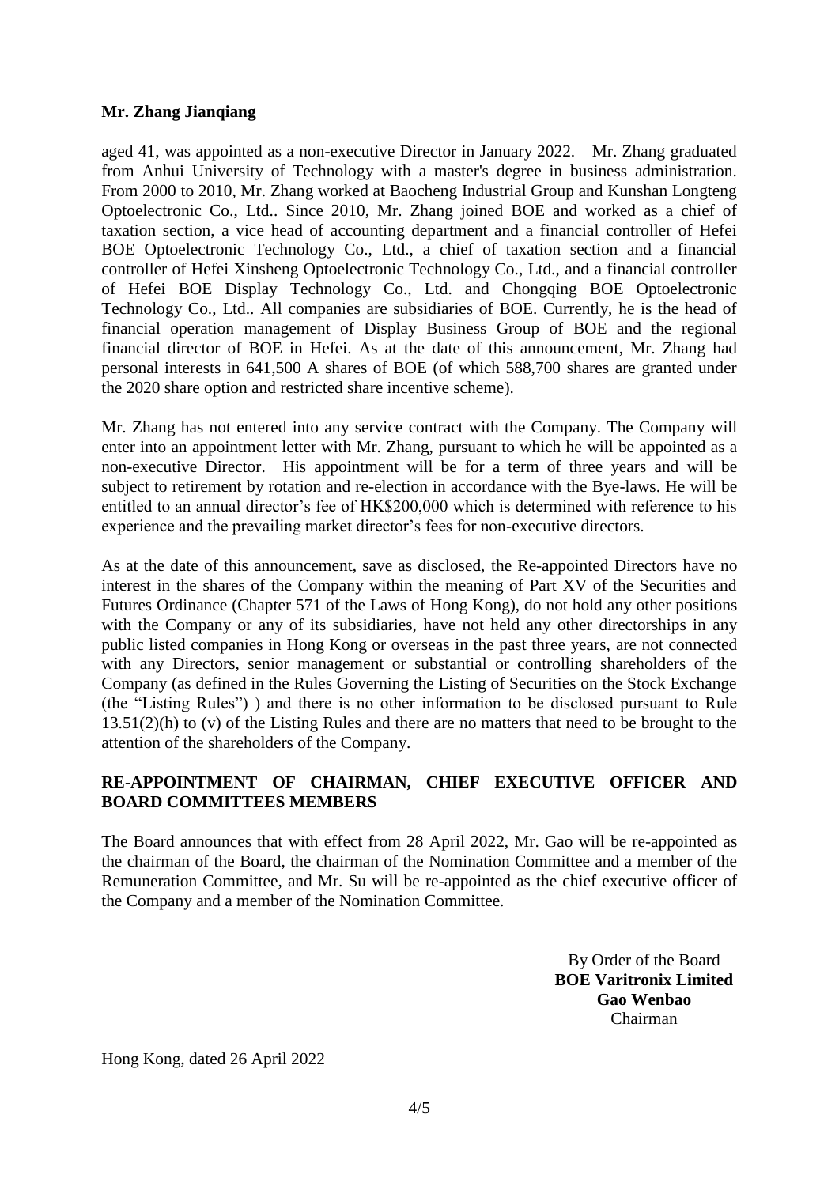**Mr. Zhang Jianqiang**

aged 41, was appointed as a non-executive Director in January 2022. Mr. Zhang graduated from Anhui University of Technology with a master's degree in business administration. From 2000 to 2010, Mr. Zhang worked at Baocheng Industrial Group and Kunshan Longteng Optoelectronic Co., Ltd.. Since 2010, Mr. Zhang joined BOE and worked as a chief of taxation section, a vice head of accounting department and a financial controller of Hefei BOE Optoelectronic Technology Co., Ltd., a chief of taxation section and a financial controller of Hefei Xinsheng Optoelectronic Technology Co., Ltd., and a financial controller of Hefei BOE Display Technology Co., Ltd. and Chongqing BOE Optoelectronic Technology Co., Ltd.. All companies are subsidiaries of BOE. Currently, he is the head of financial operation management of Display Business Group of BOE and the regional financial director of BOE in Hefei. As at the date of this announcement, Mr. Zhang had personal interests in 641,500 A shares of BOE (of which 588,700 shares are granted under the 2020 share option and restricted share incentive scheme).

Mr. Zhang has not entered into any service contract with the Company. The Company will enter into an appointment letter with Mr. Zhang, pursuant to which he will be appointed as a non-executive Director. His appointment will be for a term of three years and will be subject to retirement by rotation and re-election in accordance with the Bye-laws. He will be entitled to an annual director's fee of HK$200,000 which is determined with reference to his experience and the prevailing market director's fees for non-executive directors.

As at the date of this announcement, save as disclosed, the Re-appointed Directors have no interest in the shares of the Company within the meaning of Part XV of the Securities and Futures Ordinance (Chapter 571 of the Laws of Hong Kong), do not hold any other positions with the Company or any of its subsidiaries, have not held any other directorships in any public listed companies in Hong Kong or overseas in the past three years, are not connected with any Directors, senior management or substantial or controlling shareholders of the Company (as defined in the Rules Governing the Listing of Securities on the Stock Exchange (the "Listing Rules") ) and there is no other information to be disclosed pursuant to Rule 13.51(2)(h) to (v) of the Listing Rules and there are no matters that need to be brought to the attention of the shareholders of the Company.

**RE-APPOINTMENT OF CHAIRMAN, CHIEF EXECUTIVE OFFICER AND BOARD COMMITTEES MEMBERS**

The Board announces that with effect from 28 April 2022, Mr. Gao will be re-appointed as the chairman of the Board, the chairman of the Nomination Committee and a member of the Remuneration Committee, and Mr. Su will be re-appointed as the chief executive officer of the Company and a member of the Nomination Committee.

By Order of the Board
**BOE Varitronix Limited**
**Gao Wenbao**
Chairman

Hong Kong, dated 26 April 2022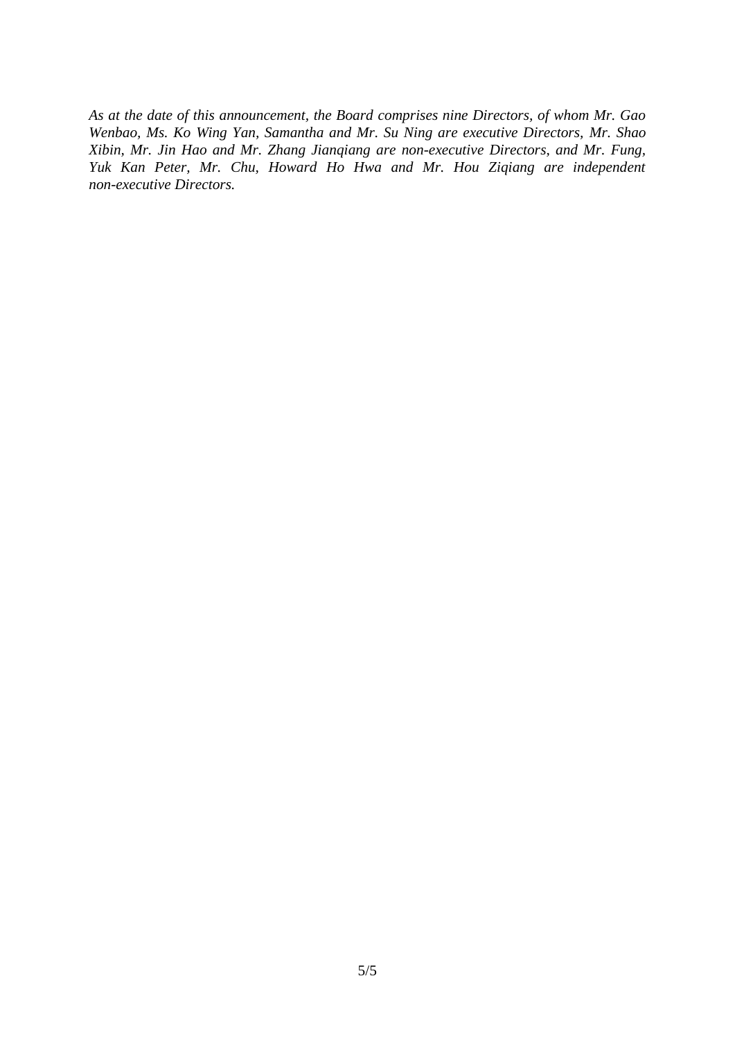*As at the date of this announcement, the Board comprises nine Directors, of whom Mr. Gao Wenbao, Ms. Ko Wing Yan, Samantha and Mr. Su Ning are executive Directors, Mr. Shao Xibin, Mr. Jin Hao and Mr. Zhang Jianqiang are non-executive Directors, and Mr. Fung, Yuk Kan Peter, Mr. Chu, Howard Ho Hwa and Mr. Hou Ziqiang are independent non-executive Directors.*